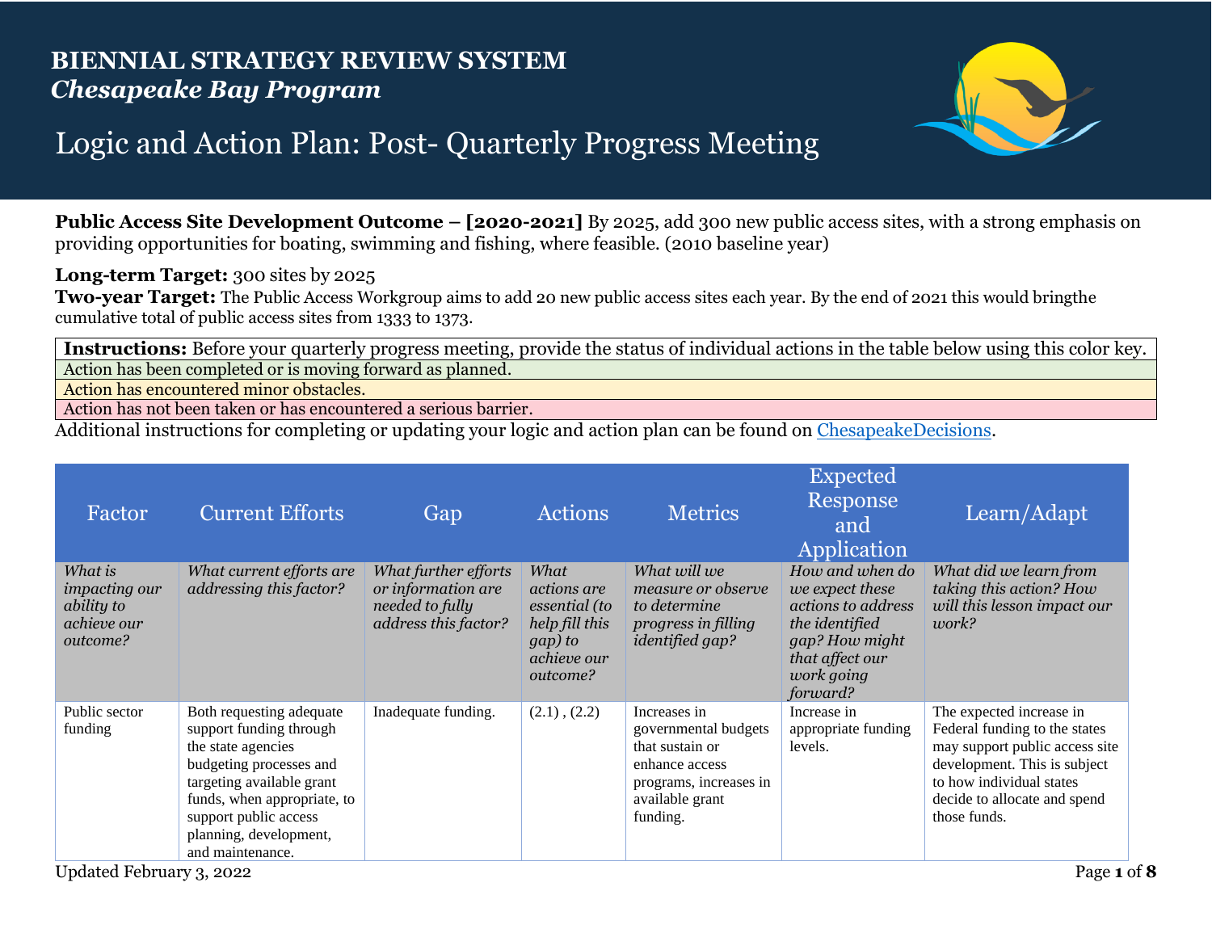# BIENNIAL STRATEGY REVIEW SYSTEM
## *Chesapeake Bay Program*

# Logic and Action Plan: Post- Quarterly Progress Meeting

**Public Access Site Development Outcome – [2020-2021]** By 2025, add 300 new public access sites, with a strong emphasis on providing opportunities for boating, swimming and fishing, where feasible. (2010 baseline year)

**Long-term Target:** 300 sites by 2025
**Two-year Target:** The Public Access Workgroup aims to add 20 new public access sites each year. By the end of 2021 this would bringthe cumulative total of public access sites from 1333 to 1373.

| **Instructions:** Before your quarterly progress meeting, provide the status of individual actions in the table below using this color key. |
|---|
| Action has been completed or is moving forward as planned. |
| Action has encountered minor obstacles. |
| Action has not been taken or has encountered a serious barrier. |

Additional instructions for completing or updating your logic and action plan can be found on ChesapeakeDecisions.

| Factor | Current Efforts | Gap | Actions | Metrics | Expected Response and Application | Learn/Adapt |
|---|---|---|---|---|---|---|
| *What is impacting our ability to achieve our outcome?* | *What current efforts are addressing this factor?* | *What further efforts or information are needed to fully address this factor?* | *What actions are essential (to help fill this gap) to achieve our outcome?* | *What will we measure or observe to determine progress in filling identified gap?* | *How and when do we expect these actions to address the identified gap? How might that affect our work going forward?* | *What did we learn from taking this action? How will this lesson impact our work?* |
| Public sector funding | Both requesting adequate support funding through the state agencies budgeting processes and targeting available grant funds, when appropriate, to support public access planning, development, and maintenance. | Inadequate funding. | (2.1) , (2.2) | Increases in governmental budgets that sustain or enhance access programs, increases in available grant funding. | Increase in appropriate funding levels. | The expected increase in Federal funding to the states may support public access site development. This is subject to how individual states decide to allocate and spend those funds. |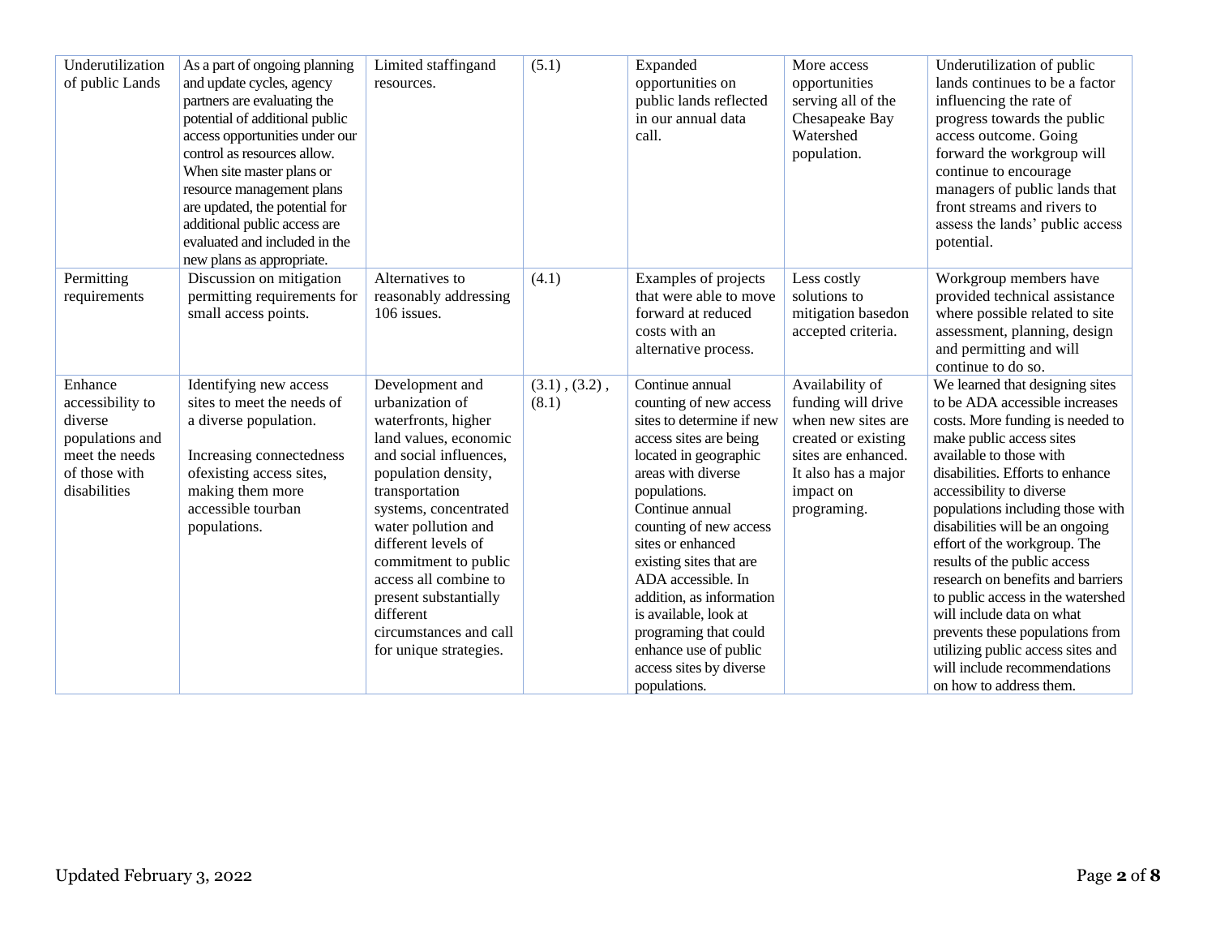| Underutilization of public Lands | As a part of ongoing planning and update cycles, agency partners are evaluating the potential of additional public access opportunities under our control as resources allow. When site master plans or resource management plans are updated, the potential for additional public access are evaluated and included in the new plans as appropriate. | Limited staffingand resources. | (5.1) | Expanded opportunities on public lands reflected in our annual data call. | More access opportunities serving all of the Chesapeake Bay Watershed population. | Underutilization of public lands continues to be a factor influencing the rate of progress towards the public access outcome. Going forward the workgroup will continue to encourage managers of public lands that front streams and rivers to assess the lands' public access potential. |
|---|---|---|---|---|---|---|
| Permitting requirements | Discussion on mitigation permitting requirements for small access points. | Alternatives to reasonably addressing 106 issues. | (4.1) | Examples of projects that were able to move forward at reduced costs with an alternative process. | Less costly solutions to mitigation basedon accepted criteria. | Workgroup members have provided technical assistance where possible related to site assessment, planning, design and permitting and will continue to do so. |
| Enhance accessibility to diverse populations and meet the needs of those with disabilities | Identifying new access sites to meet the needs of a diverse population.<br><br>Increasing connectedness ofexisting access sites, making them more accessible tourban populations. | Development and urbanization of waterfronts, higher land values, economic and social influences, population density, transportation systems, concentrated water pollution and different levels of commitment to public access all combine to present substantially different circumstances and call for unique strategies. | (3.1) , (3.2) , (8.1) | Continue annual counting of new access sites to determine if new access sites are being located in geographic areas with diverse populations.<br>Continue annual counting of new access sites or enhanced existing sites that are ADA accessible. In addition, as information is available, look at programing that could enhance use of public access sites by diverse populations. | Availability of funding will drive when new sites are created or existing sites are enhanced. It also has a major impact on programing. | We learned that designing sites to be ADA accessible increases costs. More funding is needed to make public access sites available to those with disabilities. Efforts to enhance accessibility to diverse populations including those with disabilities will be an ongoing effort of the workgroup. The results of the public access research on benefits and barriers to public access in the watershed will include data on what prevents these populations from utilizing public access sites and will include recommendations on how to address them. |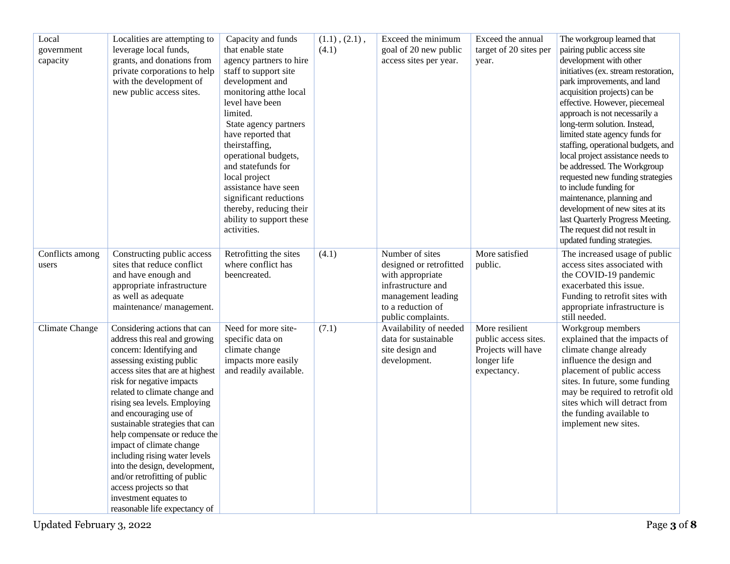| Local government capacity | Localities are attempting to leverage local funds, grants, and donations from private corporations to help with the development of new public access sites. | Capacity and funds that enable state agency partners to hire staff to support site development and monitoring atthe local level have been limited. State agency partners have reported that theirstaffing, operational budgets, and statefunds for local project assistance have seen significant reductions thereby, reducing their ability to support these activities. | (1.1) , (2.1) , (4.1) | Exceed the minimum goal of 20 new public access sites per year. | Exceed the annual target of 20 sites per year. | The workgroup learned that pairing public access site development with other initiatives (ex. stream restoration, park improvements, and land acquisition projects) can be effective. However, piecemeal approach is not necessarily a long-term solution. Instead, limited state agency funds for staffing, operational budgets, and local project assistance needs to be addressed. The Workgroup requested new funding strategies to include funding for maintenance, planning and development of new sites at its last Quarterly Progress Meeting. The request did not result in updated funding strategies. |
|---|---|---|---|---|---|---|
| Conflicts among users | Constructing public access sites that reduce conflict and have enough and appropriate infrastructure as well as adequate maintenance/ management. | Retrofitting the sites where conflict has beencreated. | (4.1) | Number of sites designed or retrofitted with appropriate infrastructure and management leading to a reduction of public complaints. | More satisfied public. | The increased usage of public access sites associated with the COVID-19 pandemic exacerbated this issue. Funding to retrofit sites with appropriate infrastructure is still needed. |
| Climate Change | Considering actions that can address this real and growing concern: Identifying and assessing existing public access sites that are at highest risk for negative impacts related to climate change and rising sea levels. Employing and encouraging use of sustainable strategies that can help compensate or reduce the impact of climate change including rising water levels into the design, development, and/or retrofitting of public access projects so that investment equates to reasonable life expectancy of | Need for more site-specific data on climate change impacts more easily and readily available. | (7.1) | Availability of needed data for sustainable site design and development. | More resilient public access sites. Projects will have longer life expectancy. | Workgroup members explained that the impacts of climate change already influence the design and placement of public access sites. In future, some funding may be required to retrofit old sites which will detract from the funding available to implement new sites. |

Updated February 3, 2022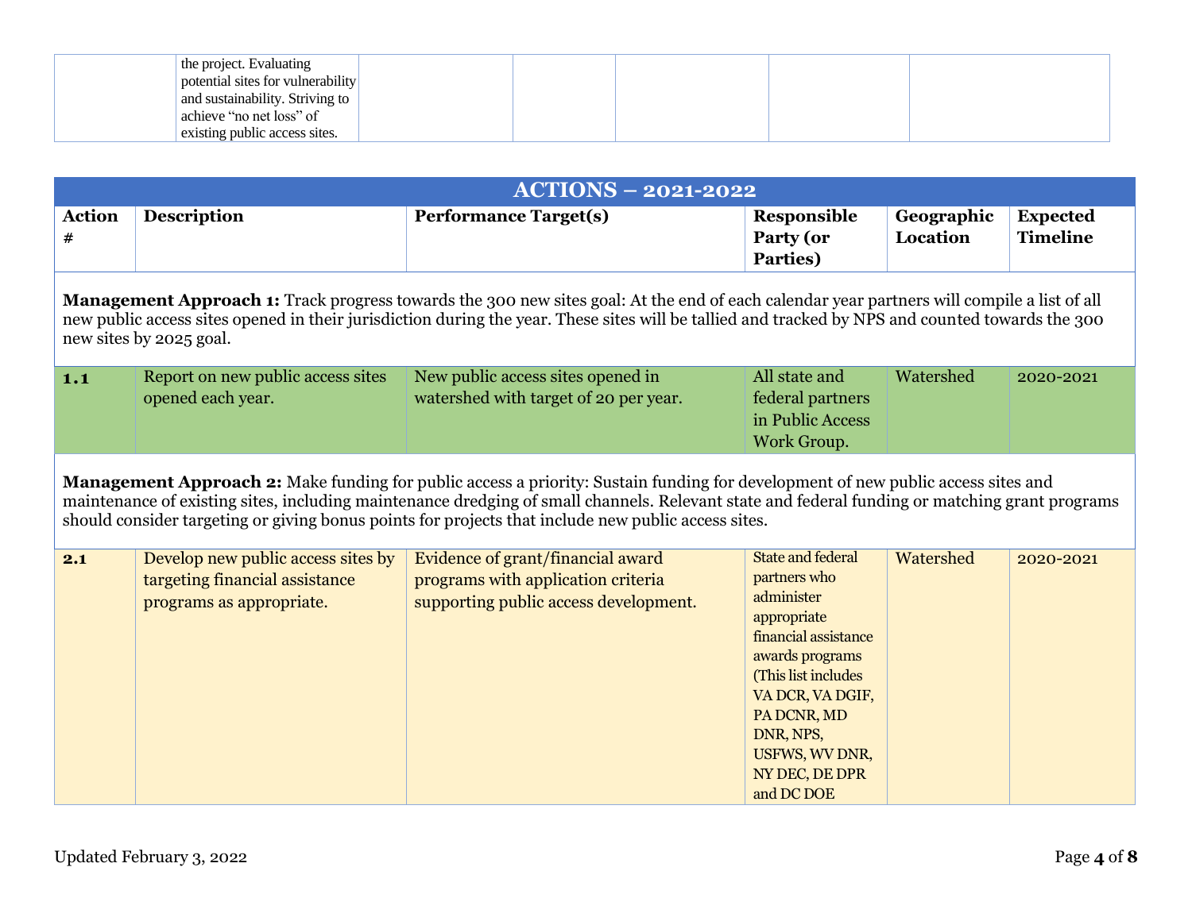| | the project. Evaluating potential sites for vulnerability and sustainability. Striving to achieve "no net loss" of existing public access sites. | | | | | |
|---|---|---|---|---|---|---|

## ACTIONS – 2021-2022

| Action # | Description | Performance Target(s) | Responsible Party (or Parties) | Geographic Location | Expected Timeline |
|---|---|---|---|---|---|
| **Management Approach 1:** Track progress towards the 300 new sites goal: At the end of each calendar year partners will compile a list of all new public access sites opened in their jurisdiction during the year. These sites will be tallied and tracked by NPS and counted towards the 300 new sites by 2025 goal. | | | | | |
| **1.1** | Report on new public access sites opened each year. | New public access sites opened in watershed with target of 20 per year. | All state and federal partners in Public Access Work Group. | Watershed | 2020-2021 |
| **Management Approach 2:** Make funding for public access a priority: Sustain funding for development of new public access sites and maintenance of existing sites, including maintenance dredging of small channels. Relevant state and federal funding or matching grant programs should consider targeting or giving bonus points for projects that include new public access sites. | | | | | |
| **2.1** | Develop new public access sites by targeting financial assistance programs as appropriate. | Evidence of grant/financial award programs with application criteria supporting public access development. | State and federal partners who administer appropriate financial assistance awards programs (This list includes VA DCR, VA DGIF, PA DCNR, MD DNR, NPS, USFWS, WV DNR, NY DEC, DE DPR and DC DOE | Watershed | 2020-2021 |

Updated February 3, 2022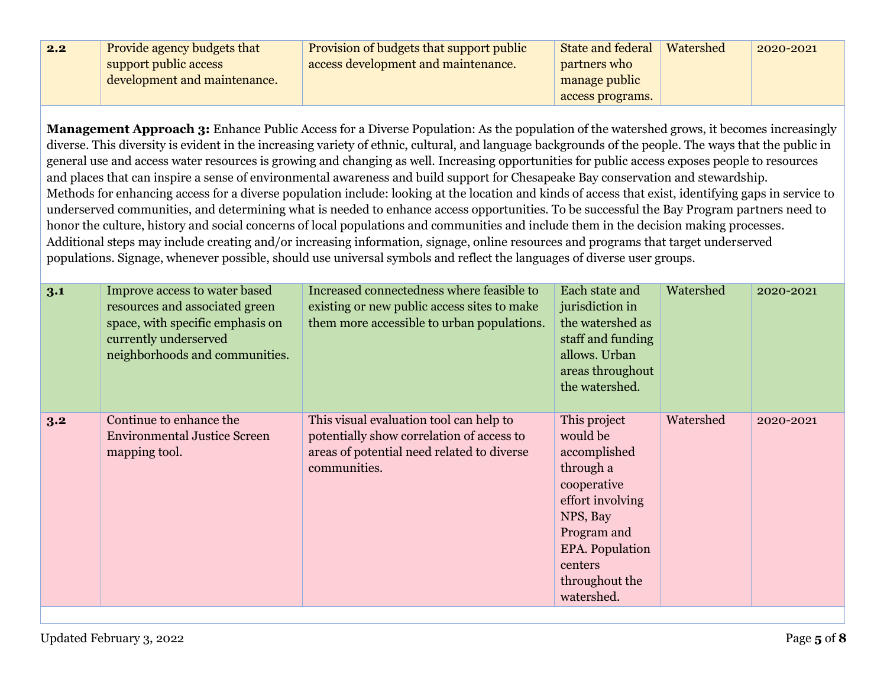| | | | | | |
|---|---|---|---|---|---|
| **2.2** | Provide agency budgets that support public access development and maintenance. | Provision of budgets that support public access development and maintenance. | State and federal partners who manage public access programs. | Watershed | 2020-2021 |

**Management Approach 3:** Enhance Public Access for a Diverse Population: As the population of the watershed grows, it becomes increasingly diverse. This diversity is evident in the increasing variety of ethnic, cultural, and language backgrounds of the people. The ways that the public in general use and access water resources is growing and changing as well. Increasing opportunities for public access exposes people to resources and places that can inspire a sense of environmental awareness and build support for Chesapeake Bay conservation and stewardship. Methods for enhancing access for a diverse population include: looking at the location and kinds of access that exist, identifying gaps in service to underserved communities, and determining what is needed to enhance access opportunities. To be successful the Bay Program partners need to honor the culture, history and social concerns of local populations and communities and include them in the decision making processes. Additional steps may include creating and/or increasing information, signage, online resources and programs that target underserved populations. Signage, whenever possible, should use universal symbols and reflect the languages of diverse user groups.

| | | | | | |
|---|---|---|---|---|---|
| **3.1** | Improve access to water based resources and associated green space, with specific emphasis on currently underserved neighborhoods and communities. | Increased connectedness where feasible to existing or new public access sites to make them more accessible to urban populations. | Each state and jurisdiction in the watershed as staff and funding allows. Urban areas throughout the watershed. | Watershed | 2020-2021 |
| **3.2** | Continue to enhance the Environmental Justice Screen mapping tool. | This visual evaluation tool can help to potentially show correlation of access to areas of potential need related to diverse communities. | This project would be accomplished through a cooperative effort involving NPS, Bay Program and EPA. Population centers throughout the watershed. | Watershed | 2020-2021 |

Updated February 3, 2022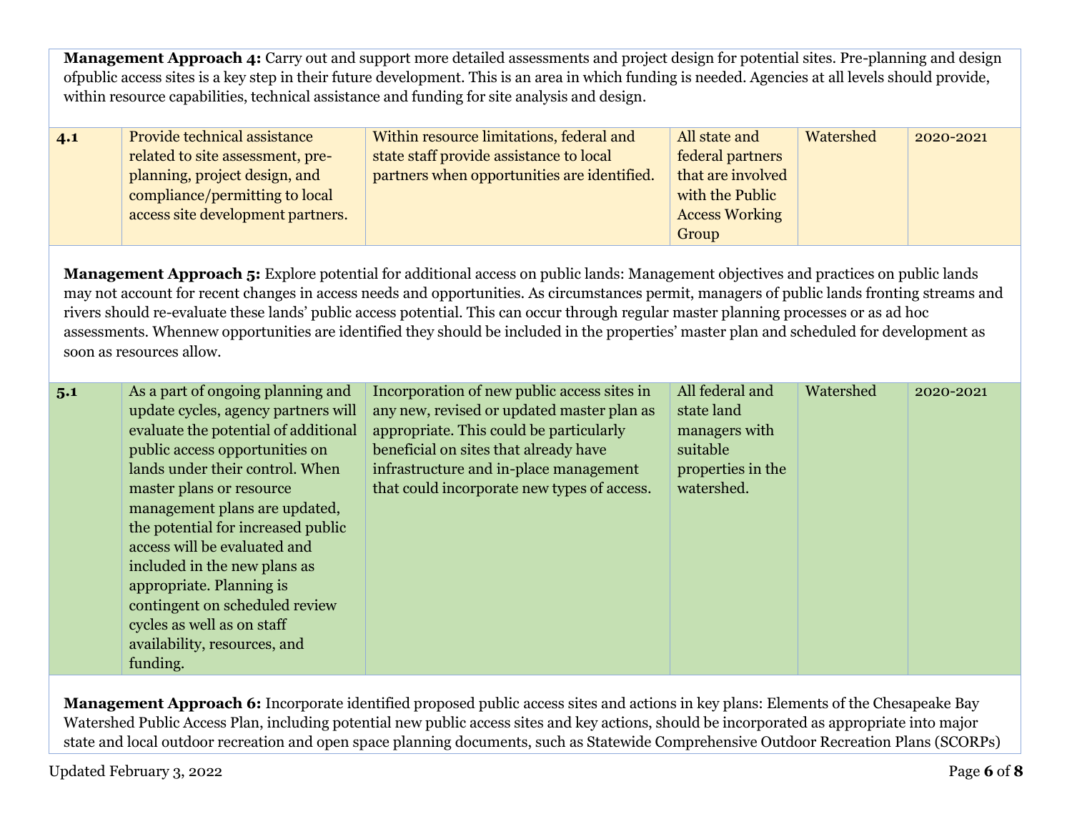**Management Approach 4:** Carry out and support more detailed assessments and project design for potential sites. Pre-planning and design ofpublic access sites is a key step in their future development. This is an area in which funding is needed. Agencies at all levels should provide, within resource capabilities, technical assistance and funding for site analysis and design.

| | | | | | |
|---|---|---|---|---|---|
| **4.1** | Provide technical assistance related to site assessment, pre-planning, project design, and compliance/permitting to local access site development partners. | Within resource limitations, federal and state staff provide assistance to local partners when opportunities are identified. | All state and federal partners that are involved with the Public Access Working Group | Watershed | 2020-2021 |

**Management Approach 5:** Explore potential for additional access on public lands: Management objectives and practices on public lands may not account for recent changes in access needs and opportunities. As circumstances permit, managers of public lands fronting streams and rivers should re-evaluate these lands' public access potential. This can occur through regular master planning processes or as ad hoc assessments. Whennew opportunities are identified they should be included in the properties' master plan and scheduled for development as soon as resources allow.

| | | | | | |
|---|---|---|---|---|---|
| **5.1** | As a part of ongoing planning and update cycles, agency partners will evaluate the potential of additional public access opportunities on lands under their control. When master plans or resource management plans are updated, the potential for increased public access will be evaluated and included in the new plans as appropriate. Planning is contingent on scheduled review cycles as well as on staff availability, resources, and funding. | Incorporation of new public access sites in any new, revised or updated master plan as appropriate. This could be particularly beneficial on sites that already have infrastructure and in-place management that could incorporate new types of access. | All federal and state land managers with suitable properties in the watershed. | Watershed | 2020-2021 |

**Management Approach 6:** Incorporate identified proposed public access sites and actions in key plans: Elements of the Chesapeake Bay Watershed Public Access Plan, including potential new public access sites and key actions, should be incorporated as appropriate into major state and local outdoor recreation and open space planning documents, such as Statewide Comprehensive Outdoor Recreation Plans (SCORPs)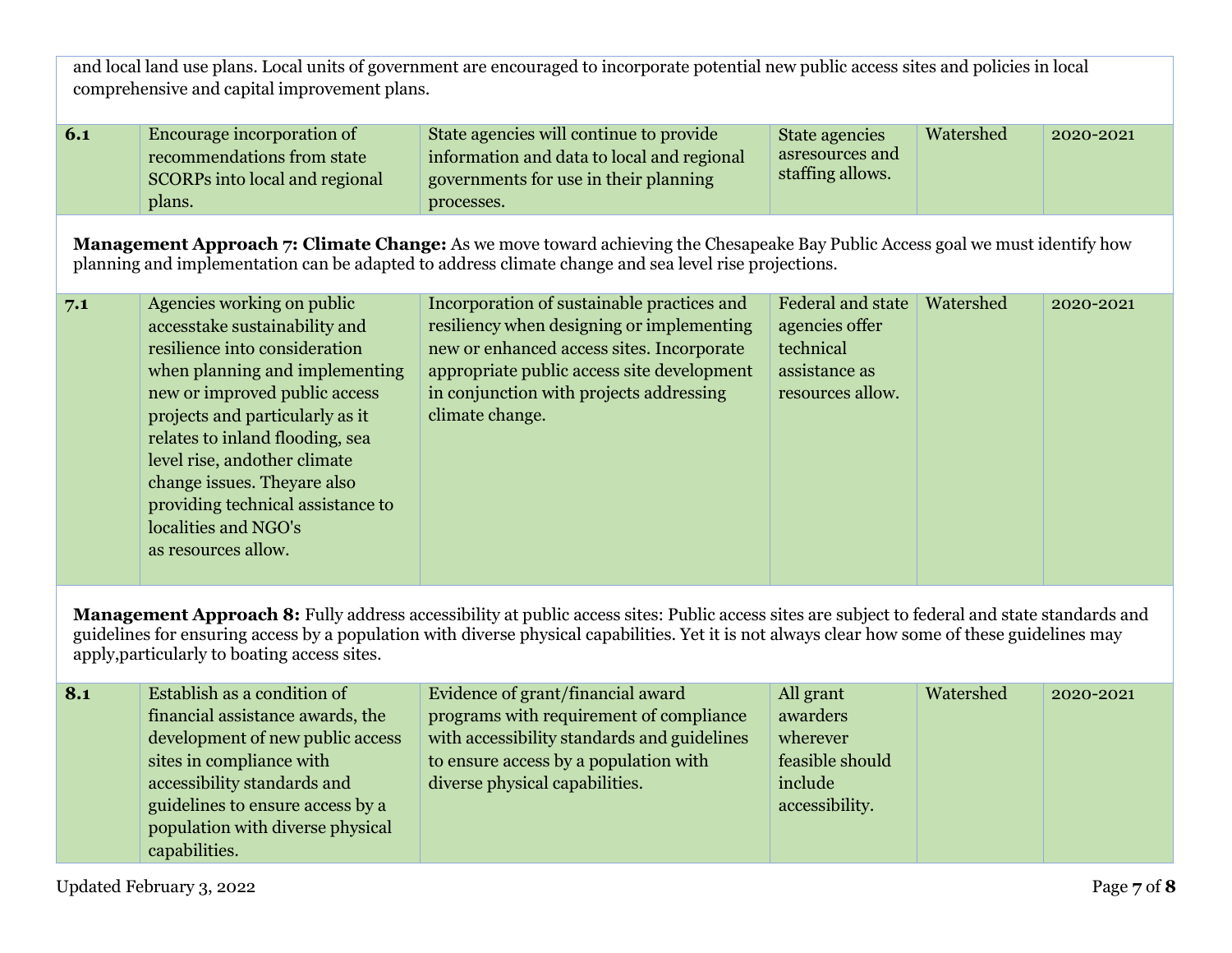and local land use plans. Local units of government are encouraged to incorporate potential new public access sites and policies in local comprehensive and capital improvement plans.

| | | | | | |
|---|---|---|---|---|---|
| **6.1** | Encourage incorporation of recommendations from state SCORPs into local and regional plans. | State agencies will continue to provide information and data to local and regional governments for use in their planning processes. | State agencies asresources and staffing allows. | Watershed | 2020-2021 |

**Management Approach 7: Climate Change:** As we move toward achieving the Chesapeake Bay Public Access goal we must identify how planning and implementation can be adapted to address climate change and sea level rise projections.

| | | | | | |
|---|---|---|---|---|---|
| **7.1** | Agencies working on public accesstake sustainability and resilience into consideration when planning and implementing new or improved public access projects and particularly as it relates to inland flooding, sea level rise, andother climate change issues. Theyare also providing technical assistance to localities and NGO's as resources allow. | Incorporation of sustainable practices and resiliency when designing or implementing new or enhanced access sites. Incorporate appropriate public access site development in conjunction with projects addressing climate change. | Federal and state agencies offer technical assistance as resources allow. | Watershed | 2020-2021 |

**Management Approach 8:** Fully address accessibility at public access sites: Public access sites are subject to federal and state standards and guidelines for ensuring access by a population with diverse physical capabilities. Yet it is not always clear how some of these guidelines may apply,particularly to boating access sites.

| | | | | | |
|---|---|---|---|---|---|
| **8.1** | Establish as a condition of financial assistance awards, the development of new public access sites in compliance with accessibility standards and guidelines to ensure access by a population with diverse physical capabilities. | Evidence of grant/financial award programs with requirement of compliance with accessibility standards and guidelines to ensure access by a population with diverse physical capabilities. | All grant awarders wherever feasible should include accessibility. | Watershed | 2020-2021 |

Updated February 3, 2022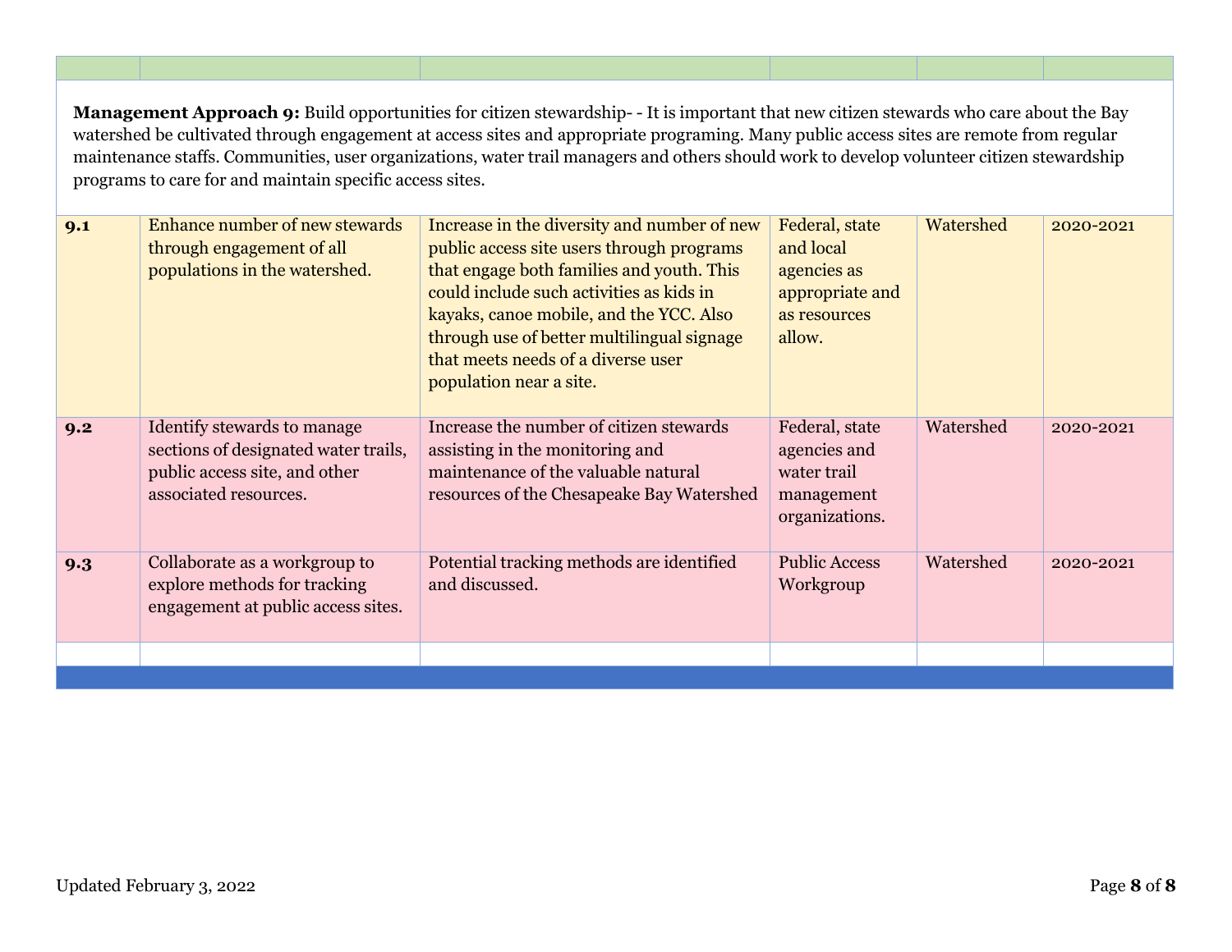| | | | | | |
|---|---|---|---|---|---|
| **Management Approach 9:** Build opportunities for citizen stewardship- - It is important that new citizen stewards who care about the Bay watershed be cultivated through engagement at access sites and appropriate programing. Many public access sites are remote from regular maintenance staffs. Communities, user organizations, water trail managers and others should work to develop volunteer citizen stewardship programs to care for and maintain specific access sites. | | | | | |
| **9.1** | Enhance number of new stewards through engagement of all populations in the watershed. | Increase in the diversity and number of new public access site users through programs that engage both families and youth. This could include such activities as kids in kayaks, canoe mobile, and the YCC. Also through use of better multilingual signage that meets needs of a diverse user population near a site. | Federal, state and local agencies as appropriate and as resources allow. | Watershed | 2020-2021 |
| **9.2** | Identify stewards to manage sections of designated water trails, public access site, and other associated resources. | Increase the number of citizen stewards assisting in the monitoring and maintenance of the valuable natural resources of the Chesapeake Bay Watershed | Federal, state agencies and water trail management organizations. | Watershed | 2020-2021 |
| **9.3** | Collaborate as a workgroup to explore methods for tracking engagement at public access sites. | Potential tracking methods are identified and discussed. | Public Access Workgroup | Watershed | 2020-2021 |

Updated February 3, 2022